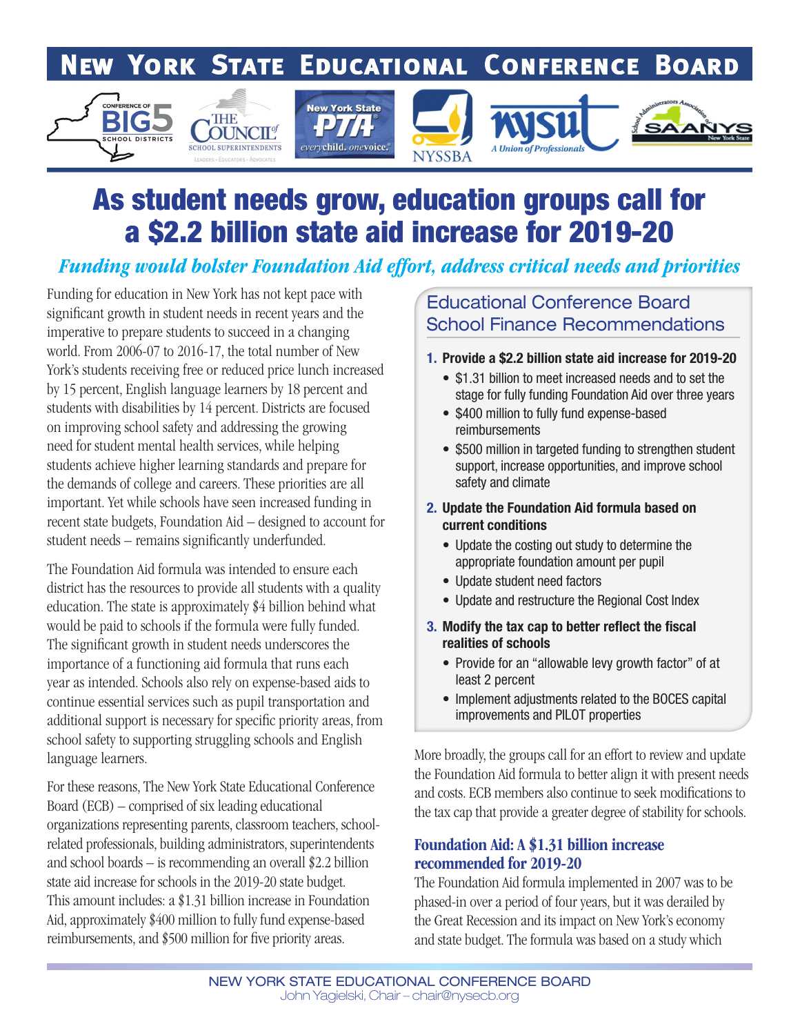# New York State Educational Conference Board

# As student needs grow, education groups call for a $2.2 billion state aid increase for 2019-20

*Funding would bolster Foundation Aid effort, address critical needs and priorities*

Funding for education in New York has not kept pace with significant growth in student needs in recent years and the imperative to prepare students to succeed in a changing world. From 2006-07 to 2016-17, the total number of New York's students receiving free or reduced price lunch increased by 15 percent, English language learners by 18 percent and students with disabilities by 14 percent. Districts are focused on improving school safety and addressing the growing need for student mental health services, while helping students achieve higher learning standards and prepare for the demands of college and careers. These priorities are all important. Yet while schools have seen increased funding in recent state budgets, Foundation Aid – designed to account for student needs – remains significantly underfunded.

The Foundation Aid formula was intended to ensure each district has the resources to provide all students with a quality education. The state is approximately $4 billion behind what would be paid to schools if the formula were fully funded. The significant growth in student needs underscores the importance of a functioning aid formula that runs each year as intended. Schools also rely on expense-based aids to continue essential services such as pupil transportation and additional support is necessary for specific priority areas, from school safety to supporting struggling schools and English language learners.

For these reasons, The New York State Educational Conference Board (ECB) – comprised of six leading educational organizations representing parents, classroom teachers, school-related professionals, building administrators, superintendents and school boards – is recommending an overall $2.2 billion state aid increase for schools in the 2019-20 state budget. This amount includes: a $1.31 billion increase in Foundation Aid, approximately $400 million to fully fund expense-based reimbursements, and $500 million for five priority areas.

## Educational Conference Board School Finance Recommendations

1. **Provide a $2.2 billion state aid increase for 2019-20**
   - $1.31 billion to meet increased needs and to set the stage for fully funding Foundation Aid over three years
   - $400 million to fully fund expense-based reimbursements
   - $500 million in targeted funding to strengthen student support, increase opportunities, and improve school safety and climate
2. **Update the Foundation Aid formula based on current conditions**
   - Update the costing out study to determine the appropriate foundation amount per pupil
   - Update student need factors
   - Update and restructure the Regional Cost Index
3. **Modify the tax cap to better reflect the fiscal realities of schools**
   - Provide for an "allowable levy growth factor" of at least 2 percent
   - Implement adjustments related to the BOCES capital improvements and PILOT properties

More broadly, the groups call for an effort to review and update the Foundation Aid formula to better align it with present needs and costs. ECB members also continue to seek modifications to the tax cap that provide a greater degree of stability for schools.

## Foundation Aid: A $1.31 billion increase recommended for 2019-20

The Foundation Aid formula implemented in 2007 was to be phased-in over a period of four years, but it was derailed by the Great Recession and its impact on New York's economy and state budget. The formula was based on a study which

NEW YORK STATE EDUCATIONAL CONFERENCE BOARD
John Yagielski, Chair – chair@nysecb.org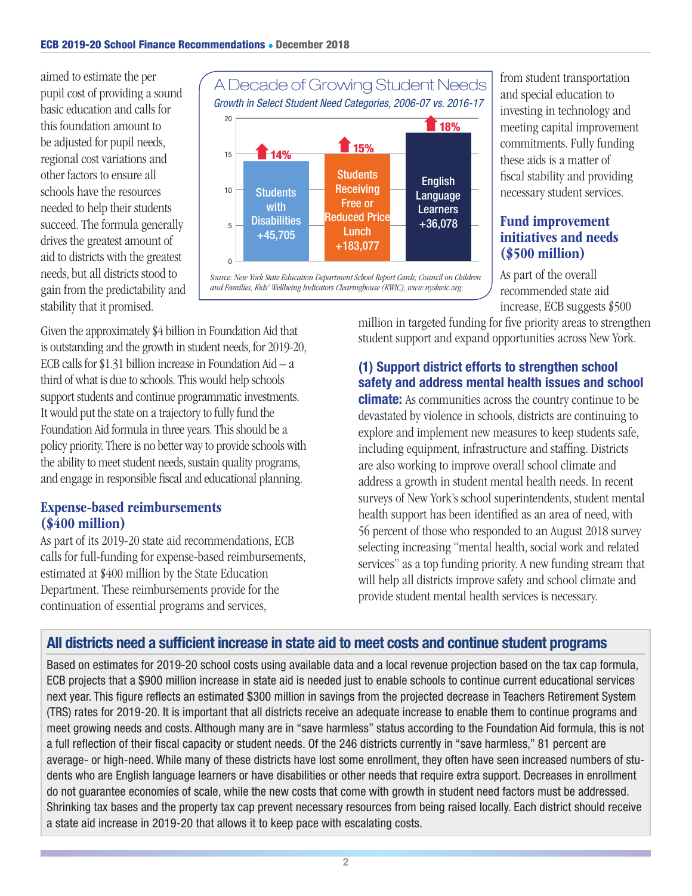aimed to estimate the per pupil cost of providing a sound basic education and calls for this foundation amount to be adjusted for pupil needs, regional cost variations and other factors to ensure all schools have the resources needed to help their students succeed. The formula generally drives the greatest amount of aid to districts with the greatest needs, but all districts stood to gain from the predictability and stability that it promised.

**A Decade of Growing Student Needs**

*Growth in Select Student Need Categories, 2006-07 vs. 2016-17*

| Category | Growth | Increase |
|---|---|---|
| Students with Disabilities | 14% | +45,705 |
| Students Receiving Free or Reduced Price Lunch | 15% | +183,077 |
| English Language Learners | 18% | +36,078 |

*Source: New York State Education Department School Report Cards; Council on Children and Families, Kids' Wellbeing Indicators Clearinghouse (KWIC), www.nyskwic.org.*

Given the approximately $4 billion in Foundation Aid that is outstanding and the growth in student needs, for 2019-20, ECB calls for $1.31 billion increase in Foundation Aid – a third of what is due to schools. This would help schools support students and continue programmatic investments. It would put the state on a trajectory to fully fund the Foundation Aid formula in three years. This should be a policy priority. There is no better way to provide schools with the ability to meet student needs, sustain quality programs, and engage in responsible fiscal and educational planning.

## Expense-based reimbursements ($400 million)

As part of its 2019-20 state aid recommendations, ECB calls for full-funding for expense-based reimbursements, estimated at $400 million by the State Education Department. These reimbursements provide for the continuation of essential programs and services, from student transportation and special education to investing in technology and meeting capital improvement commitments. Fully funding these aids is a matter of fiscal stability and providing necessary student services.

## Fund improvement initiatives and needs ($500 million)

As part of the overall recommended state aid increase, ECB suggests $500 million in targeted funding for five priority areas to strengthen student support and expand opportunities across New York.

**(1) Support district efforts to strengthen school safety and address mental health issues and school climate:** As communities across the country continue to be devastated by violence in schools, districts are continuing to explore and implement new measures to keep students safe, including equipment, infrastructure and staffing. Districts are also working to improve overall school climate and address a growth in student mental health needs. In recent surveys of New York's school superintendents, student mental health support has been identified as an area of need, with 56 percent of those who responded to an August 2018 survey selecting increasing "mental health, social work and related services" as a top funding priority. A new funding stream that will help all districts improve safety and school climate and provide student mental health services is necessary.

## All districts need a sufficient increase in state aid to meet costs and continue student programs

Based on estimates for 2019-20 school costs using available data and a local revenue projection based on the tax cap formula, ECB projects that a $900 million increase in state aid is needed just to enable schools to continue current educational services next year. This figure reflects an estimated $300 million in savings from the projected decrease in Teachers Retirement System (TRS) rates for 2019-20. It is important that all districts receive an adequate increase to enable them to continue programs and meet growing needs and costs. Although many are in "save harmless" status according to the Foundation Aid formula, this is not a full reflection of their fiscal capacity or student needs. Of the 246 districts currently in "save harmless," 81 percent are average- or high-need. While many of these districts have lost some enrollment, they often have seen increased numbers of students who are English language learners or have disabilities or other needs that require extra support. Decreases in enrollment do not guarantee economies of scale, while the new costs that come with growth in student need factors must be addressed. Shrinking tax bases and the property tax cap prevent necessary resources from being raised locally. Each district should receive a state aid increase in 2019-20 that allows it to keep pace with escalating costs.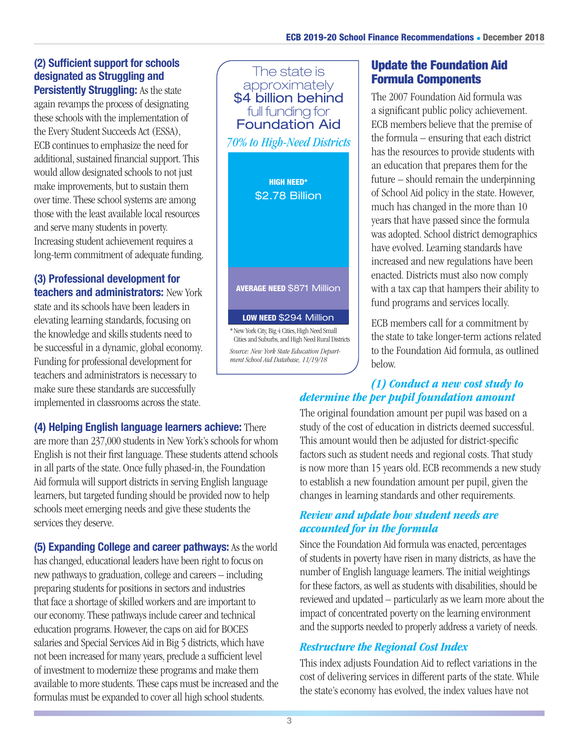**(2) Sufficient support for schools designated as Struggling and Persistently Struggling:** As the state again revamps the process of designating these schools with the implementation of the Every Student Succeeds Act (ESSA), ECB continues to emphasize the need for additional, sustained financial support. This would allow designated schools to not just make improvements, but to sustain them over time. These school systems are among those with the least available local resources and serve many students in poverty. Increasing student achievement requires a long-term commitment of adequate funding.

**(3) Professional development for teachers and administrators:** New York state and its schools have been leaders in elevating learning standards, focusing on the knowledge and skills students need to be successful in a dynamic, global economy. Funding for professional development for teachers and administrators is necessary to make sure these standards are successfully implemented in classrooms across the state.

**(4) Helping English language learners achieve:** There are more than 237,000 students in New York's schools for whom English is not their first language. These students attend schools in all parts of the state. Once fully phased-in, the Foundation Aid formula will support districts in serving English language learners, but targeted funding should be provided now to help schools meet emerging needs and give these students the services they deserve.

**(5) Expanding College and career pathways:** As the world has changed, educational leaders have been right to focus on new pathways to graduation, college and careers – including preparing students for positions in sectors and industries that face a shortage of skilled workers and are important to our economy. These pathways include career and technical education programs. However, the caps on aid for BOCES salaries and Special Services Aid in Big 5 districts, which have not been increased for many years, preclude a sufficient level of investment to modernize these programs and make them available to more students. These caps must be increased and the formulas must be expanded to cover all high school students.

The state is approximately **$4 billion behind** full funding for **Foundation Aid**

*70% to High-Need Districts*

| Category | Amount |
|---|---|
| HIGH NEED* | $2.78 Billion |
| AVERAGE NEED | $871 Million |
| LOW NEED | $294 Million |

*New York City, Big 4 Cities, High Need Small Cities and Suburbs, and High Need Rural Districts

*Source: New York State Education Department School Aid Database, 11/19/18*

## Update the Foundation Aid Formula Components

The 2007 Foundation Aid formula was a significant public policy achievement. ECB members believe that the premise of the formula – ensuring that each district has the resources to provide students with an education that prepares them for the future – should remain the underpinning of School Aid policy in the state. However, much has changed in the more than 10 years that have passed since the formula was adopted. School district demographics have evolved. Learning standards have increased and new regulations have been enacted. Districts must also now comply with a tax cap that hampers their ability to fund programs and services locally.

ECB members call for a commitment by the state to take longer-term actions related to the Foundation Aid formula, as outlined below.

### *(1) Conduct a new cost study to determine the per pupil foundation amount*

The original foundation amount per pupil was based on a study of the cost of education in districts deemed successful. This amount would then be adjusted for district-specific factors such as student needs and regional costs. That study is now more than 15 years old. ECB recommends a new study to establish a new foundation amount per pupil, given the changes in learning standards and other requirements.

### *Review and update how student needs are accounted for in the formula*

Since the Foundation Aid formula was enacted, percentages of students in poverty have risen in many districts, as have the number of English language learners. The initial weightings for these factors, as well as students with disabilities, should be reviewed and updated – particularly as we learn more about the impact of concentrated poverty on the learning environment and the supports needed to properly address a variety of needs.

### *Restructure the Regional Cost Index*

This index adjusts Foundation Aid to reflect variations in the cost of delivering services in different parts of the state. While the state's economy has evolved, the index values have not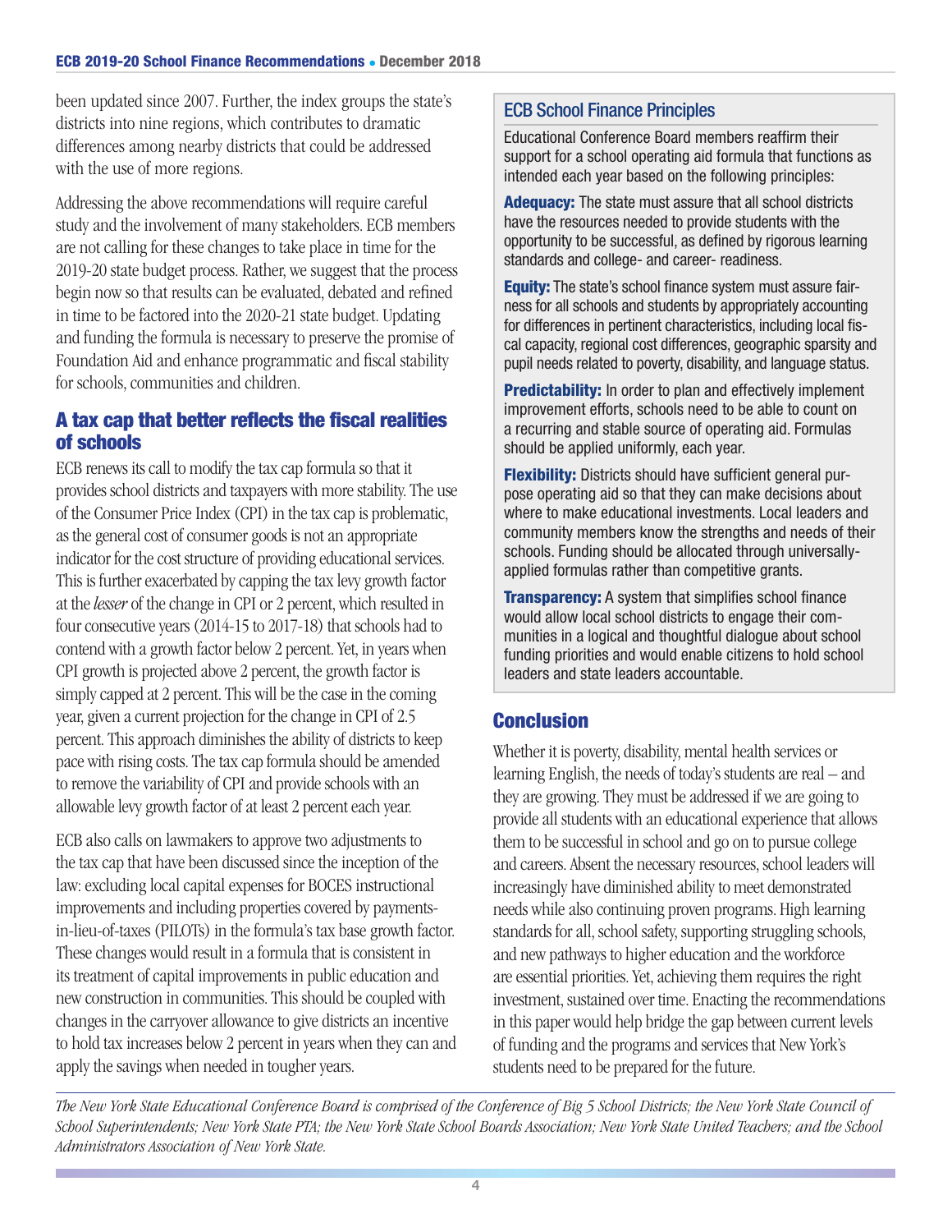been updated since 2007. Further, the index groups the state's districts into nine regions, which contributes to dramatic differences among nearby districts that could be addressed with the use of more regions.

Addressing the above recommendations will require careful study and the involvement of many stakeholders. ECB members are not calling for these changes to take place in time for the 2019-20 state budget process. Rather, we suggest that the process begin now so that results can be evaluated, debated and refined in time to be factored into the 2020-21 state budget. Updating and funding the formula is necessary to preserve the promise of Foundation Aid and enhance programmatic and fiscal stability for schools, communities and children.

## A tax cap that better reflects the fiscal realities of schools

ECB renews its call to modify the tax cap formula so that it provides school districts and taxpayers with more stability. The use of the Consumer Price Index (CPI) in the tax cap is problematic, as the general cost of consumer goods is not an appropriate indicator for the cost structure of providing educational services. This is further exacerbated by capping the tax levy growth factor at the *lesser* of the change in CPI or 2 percent, which resulted in four consecutive years (2014-15 to 2017-18) that schools had to contend with a growth factor below 2 percent. Yet, in years when CPI growth is projected above 2 percent, the growth factor is simply capped at 2 percent. This will be the case in the coming year, given a current projection for the change in CPI of 2.5 percent. This approach diminishes the ability of districts to keep pace with rising costs. The tax cap formula should be amended to remove the variability of CPI and provide schools with an allowable levy growth factor of at least 2 percent each year.

ECB also calls on lawmakers to approve two adjustments to the tax cap that have been discussed since the inception of the law: excluding local capital expenses for BOCES instructional improvements and including properties covered by payments-in-lieu-of-taxes (PILOTs) in the formula's tax base growth factor. These changes would result in a formula that is consistent in its treatment of capital improvements in public education and new construction in communities. This should be coupled with changes in the carryover allowance to give districts an incentive to hold tax increases below 2 percent in years when they can and apply the savings when needed in tougher years.

### ECB School Finance Principles

Educational Conference Board members reaffirm their support for a school operating aid formula that functions as intended each year based on the following principles:

**Adequacy:** The state must assure that all school districts have the resources needed to provide students with the opportunity to be successful, as defined by rigorous learning standards and college- and career- readiness.

**Equity:** The state's school finance system must assure fairness for all schools and students by appropriately accounting for differences in pertinent characteristics, including local fiscal capacity, regional cost differences, geographic sparsity and pupil needs related to poverty, disability, and language status.

**Predictability:** In order to plan and effectively implement improvement efforts, schools need to be able to count on a recurring and stable source of operating aid. Formulas should be applied uniformly, each year.

**Flexibility:** Districts should have sufficient general purpose operating aid so that they can make decisions about where to make educational investments. Local leaders and community members know the strengths and needs of their schools. Funding should be allocated through universally-applied formulas rather than competitive grants.

**Transparency:** A system that simplifies school finance would allow local school districts to engage their communities in a logical and thoughtful dialogue about school funding priorities and would enable citizens to hold school leaders and state leaders accountable.

## Conclusion

Whether it is poverty, disability, mental health services or learning English, the needs of today's students are real – and they are growing. They must be addressed if we are going to provide all students with an educational experience that allows them to be successful in school and go on to pursue college and careers. Absent the necessary resources, school leaders will increasingly have diminished ability to meet demonstrated needs while also continuing proven programs. High learning standards for all, school safety, supporting struggling schools, and new pathways to higher education and the workforce are essential priorities. Yet, achieving them requires the right investment, sustained over time. Enacting the recommendations in this paper would help bridge the gap between current levels of funding and the programs and services that New York's students need to be prepared for the future.

*The New York State Educational Conference Board is comprised of the Conference of Big 5 School Districts; the New York State Council of School Superintendents; New York State PTA; the New York State School Boards Association; New York State United Teachers; and the School Administrators Association of New York State.*